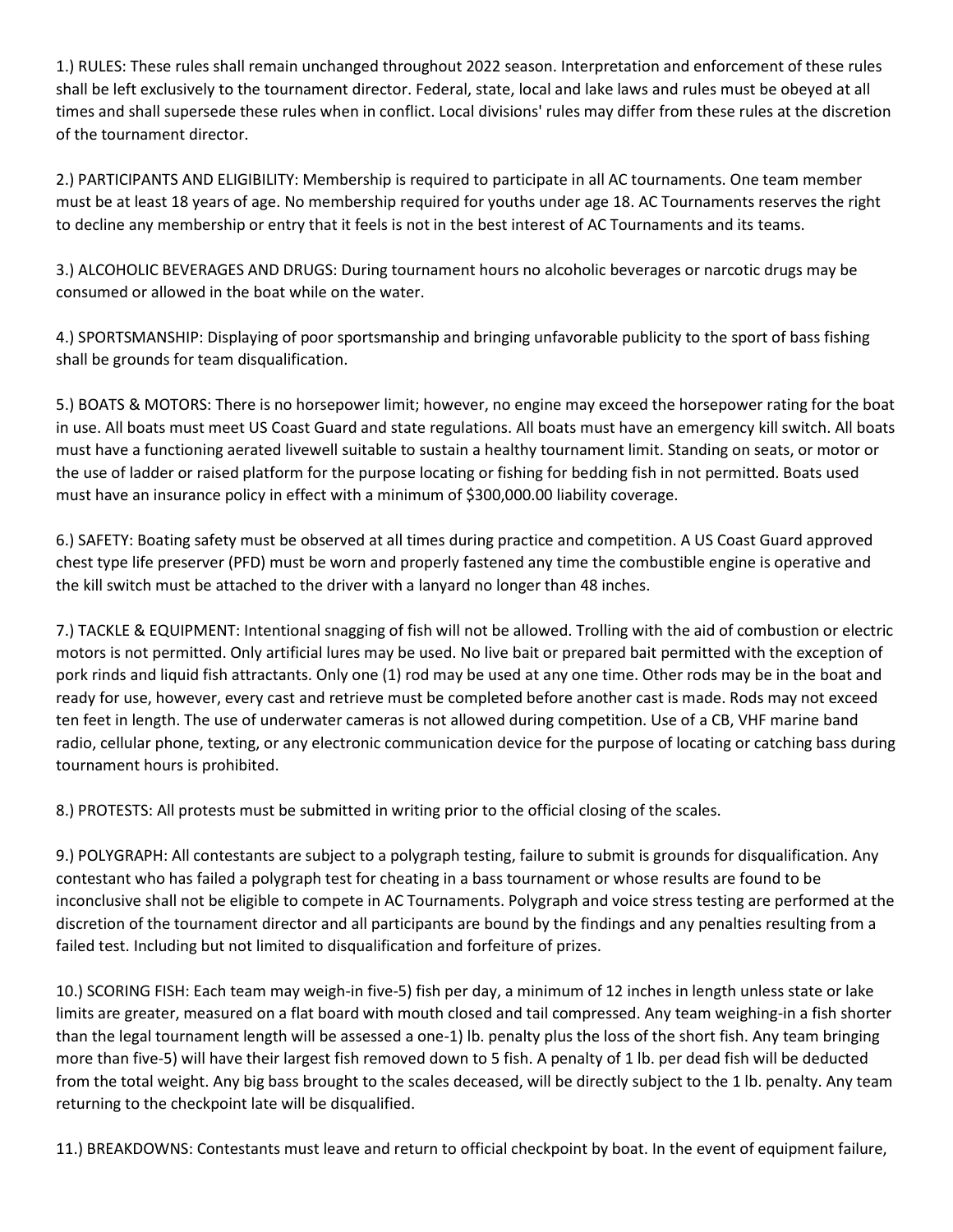1.) RULES: These rules shall remain unchanged throughout 2022 season. Interpretation and enforcement of these rules shall be left exclusively to the tournament director. Federal, state, local and lake laws and rules must be obeyed at all times and shall supersede these rules when in conflict. Local divisions' rules may differ from these rules at the discretion of the tournament director.

2.) PARTICIPANTS AND ELIGIBILITY: Membership is required to participate in all AC tournaments. One team member must be at least 18 years of age. No membership required for youths under age 18. AC Tournaments reserves the right to decline any membership or entry that it feels is not in the best interest of AC Tournaments and its teams.

3.) ALCOHOLIC BEVERAGES AND DRUGS: During tournament hours no alcoholic beverages or narcotic drugs may be consumed or allowed in the boat while on the water.

4.) SPORTSMANSHIP: Displaying of poor sportsmanship and bringing unfavorable publicity to the sport of bass fishing shall be grounds for team disqualification.

5.) BOATS & MOTORS: There is no horsepower limit; however, no engine may exceed the horsepower rating for the boat in use. All boats must meet US Coast Guard and state regulations. All boats must have an emergency kill switch. All boats must have a functioning aerated livewell suitable to sustain a healthy tournament limit. Standing on seats, or motor or the use of ladder or raised platform for the purpose locating or fishing for bedding fish in not permitted. Boats used must have an insurance policy in effect with a minimum of $300,000.00 liability coverage.

6.) SAFETY: Boating safety must be observed at all times during practice and competition. A US Coast Guard approved chest type life preserver (PFD) must be worn and properly fastened any time the combustible engine is operative and the kill switch must be attached to the driver with a lanyard no longer than 48 inches.

7.) TACKLE & EQUIPMENT: Intentional snagging of fish will not be allowed. Trolling with the aid of combustion or electric motors is not permitted. Only artificial lures may be used. No live bait or prepared bait permitted with the exception of pork rinds and liquid fish attractants. Only one (1) rod may be used at any one time. Other rods may be in the boat and ready for use, however, every cast and retrieve must be completed before another cast is made. Rods may not exceed ten feet in length. The use of underwater cameras is not allowed during competition. Use of a CB, VHF marine band radio, cellular phone, texting, or any electronic communication device for the purpose of locating or catching bass during tournament hours is prohibited.

8.) PROTESTS: All protests must be submitted in writing prior to the official closing of the scales.

9.) POLYGRAPH: All contestants are subject to a polygraph testing, failure to submit is grounds for disqualification. Any contestant who has failed a polygraph test for cheating in a bass tournament or whose results are found to be inconclusive shall not be eligible to compete in AC Tournaments. Polygraph and voice stress testing are performed at the discretion of the tournament director and all participants are bound by the findings and any penalties resulting from a failed test. Including but not limited to disqualification and forfeiture of prizes.

10.) SCORING FISH: Each team may weigh-in five-5) fish per day, a minimum of 12 inches in length unless state or lake limits are greater, measured on a flat board with mouth closed and tail compressed. Any team weighing-in a fish shorter than the legal tournament length will be assessed a one-1) lb. penalty plus the loss of the short fish. Any team bringing more than five-5) will have their largest fish removed down to 5 fish. A penalty of 1 lb. per dead fish will be deducted from the total weight. Any big bass brought to the scales deceased, will be directly subject to the 1 lb. penalty. Any team returning to the checkpoint late will be disqualified.

11.) BREAKDOWNS: Contestants must leave and return to official checkpoint by boat. In the event of equipment failure,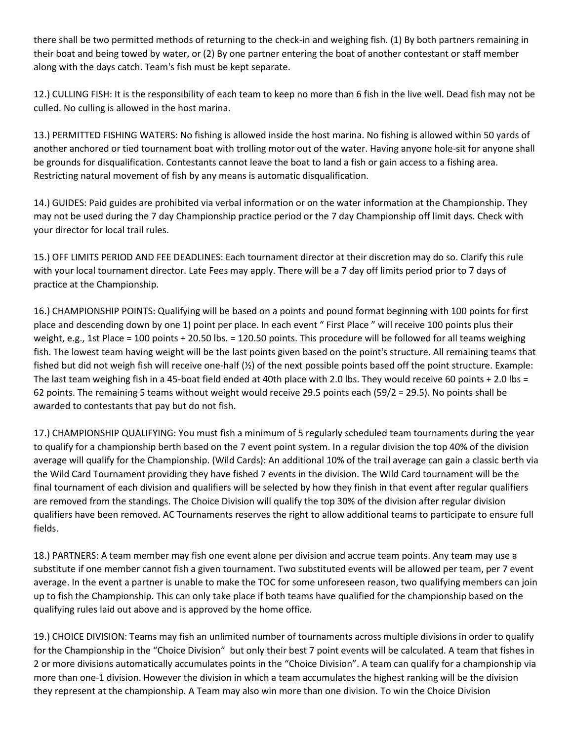there shall be two permitted methods of returning to the check-in and weighing fish. (1) By both partners remaining in their boat and being towed by water, or (2) By one partner entering the boat of another contestant or staff member along with the days catch. Team's fish must be kept separate.

12.) CULLING FISH: It is the responsibility of each team to keep no more than 6 fish in the live well. Dead fish may not be culled. No culling is allowed in the host marina.

13.) PERMITTED FISHING WATERS: No fishing is allowed inside the host marina. No fishing is allowed within 50 yards of another anchored or tied tournament boat with trolling motor out of the water. Having anyone hole-sit for anyone shall be grounds for disqualification. Contestants cannot leave the boat to land a fish or gain access to a fishing area. Restricting natural movement of fish by any means is automatic disqualification.

14.) GUIDES: Paid guides are prohibited via verbal information or on the water information at the Championship. They may not be used during the 7 day Championship practice period or the 7 day Championship off limit days. Check with your director for local trail rules.

15.) OFF LIMITS PERIOD AND FEE DEADLINES: Each tournament director at their discretion may do so. Clarify this rule with your local tournament director. Late Fees may apply. There will be a 7 day off limits period prior to 7 days of practice at the Championship.

16.) CHAMPIONSHIP POINTS: Qualifying will be based on a points and pound format beginning with 100 points for first place and descending down by one 1) point per place. In each event " First Place " will receive 100 points plus their weight, e.g., 1st Place = 100 points + 20.50 lbs. = 120.50 points. This procedure will be followed for all teams weighing fish. The lowest team having weight will be the last points given based on the point's structure. All remaining teams that fished but did not weigh fish will receive one-half (½) of the next possible points based off the point structure. Example: The last team weighing fish in a 45-boat field ended at 40th place with 2.0 lbs. They would receive 60 points + 2.0 lbs = 62 points. The remaining 5 teams without weight would receive 29.5 points each (59/2 = 29.5). No points shall be awarded to contestants that pay but do not fish.

17.) CHAMPIONSHIP QUALIFYING: You must fish a minimum of 5 regularly scheduled team tournaments during the year to qualify for a championship berth based on the 7 event point system. In a regular division the top 40% of the division average will qualify for the Championship. (Wild Cards): An additional 10% of the trail average can gain a classic berth via the Wild Card Tournament providing they have fished 7 events in the division. The Wild Card tournament will be the final tournament of each division and qualifiers will be selected by how they finish in that event after regular qualifiers are removed from the standings. The Choice Division will qualify the top 30% of the division after regular division qualifiers have been removed. AC Tournaments reserves the right to allow additional teams to participate to ensure full fields.

18.) PARTNERS: A team member may fish one event alone per division and accrue team points. Any team may use a substitute if one member cannot fish a given tournament. Two substituted events will be allowed per team, per 7 event average. In the event a partner is unable to make the TOC for some unforeseen reason, two qualifying members can join up to fish the Championship. This can only take place if both teams have qualified for the championship based on the qualifying rules laid out above and is approved by the home office.

19.) CHOICE DIVISION: Teams may fish an unlimited number of tournaments across multiple divisions in order to qualify for the Championship in the "Choice Division" but only their best 7 point events will be calculated. A team that fishes in 2 or more divisions automatically accumulates points in the "Choice Division". A team can qualify for a championship via more than one-1 division. However the division in which a team accumulates the highest ranking will be the division they represent at the championship. A Team may also win more than one division. To win the Choice Division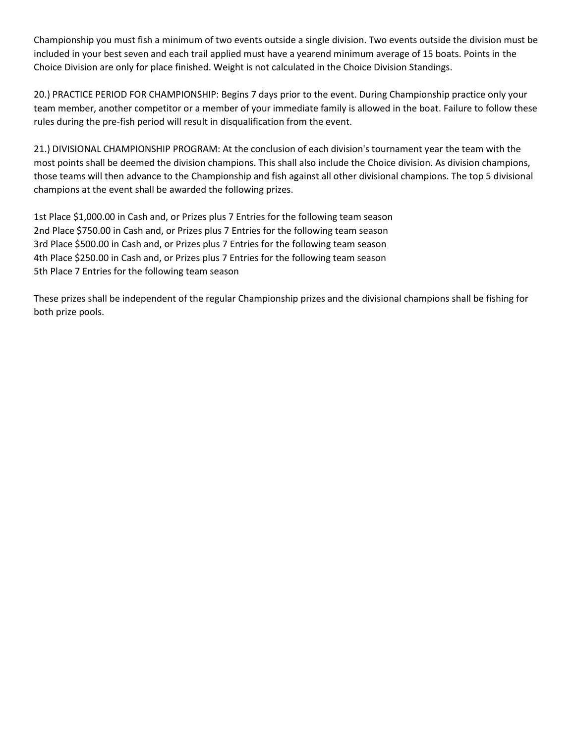Championship you must fish a minimum of two events outside a single division. Two events outside the division must be included in your best seven and each trail applied must have a yearend minimum average of 15 boats. Points in the Choice Division are only for place finished. Weight is not calculated in the Choice Division Standings.

20.) PRACTICE PERIOD FOR CHAMPIONSHIP: Begins 7 days prior to the event. During Championship practice only your team member, another competitor or a member of your immediate family is allowed in the boat. Failure to follow these rules during the pre-fish period will result in disqualification from the event.

21.) DIVISIONAL CHAMPIONSHIP PROGRAM: At the conclusion of each division's tournament year the team with the most points shall be deemed the division champions. This shall also include the Choice division. As division champions, those teams will then advance to the Championship and fish against all other divisional champions. The top 5 divisional champions at the event shall be awarded the following prizes.

1st Place $1,000.00 in Cash and, or Prizes plus 7 Entries for the following team season
2nd Place $750.00 in Cash and, or Prizes plus 7 Entries for the following team season
3rd Place $500.00 in Cash and, or Prizes plus 7 Entries for the following team season
4th Place $250.00 in Cash and, or Prizes plus 7 Entries for the following team season
5th Place 7 Entries for the following team season

These prizes shall be independent of the regular Championship prizes and the divisional champions shall be fishing for both prize pools.